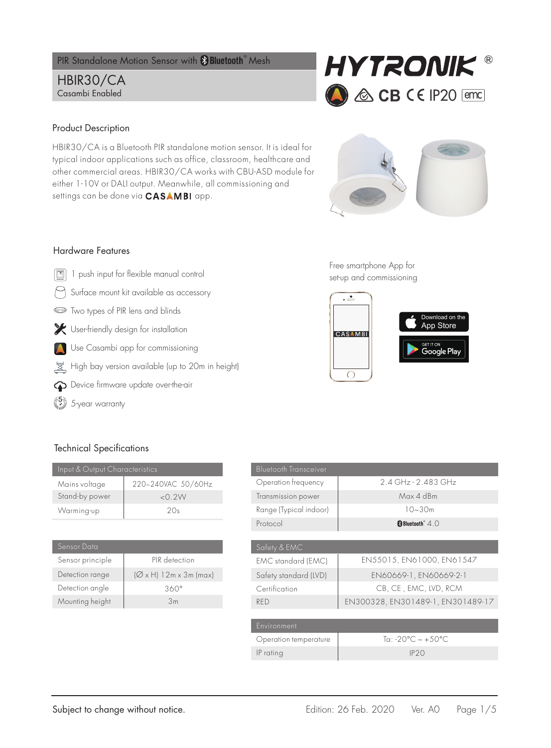PIR Standalone Motion Sensor with Bluetooth® Mesh

# HBIR30/CA

Casambi Enabled

HYTRONIK®

CB CE IP20 emc

## Product Description

HBIR30/CA is a Bluetooth PIR standalone motion sensor. It is ideal for typical indoor applications such as office, classroom, healthcare and other commercial areas. HBIR30/CA works with CBU-ASD module for either 1-10V or DALI output. Meanwhile, all commissioning and settings can be done via CASAMBI app.

## Hardware Features

- 1 push input for flexible manual control
- Surface mount kit available as accessory
- Two types of PIR lens and blinds
- User-friendly design for installation
- Use Casambi app for commissioning
- High bay version available (up to 20m in height)
- Device firmware update over-the-air
- 5-year warranty

Free smartphone App for set-up and commissioning

CASAMBI

Download on the App Store

GET IT ON Google Play

## Technical Specifications

| Input & Output Characteristics | |
|---|---|
| Mains voltage | 220~240VAC 50/60Hz |
| Stand-by power | <0.2W |
| Warming-up | 20s |

| Sensor Data | |
|---|---|
| Sensor principle | PIR detection |
| Detection range | (Ø x H) 12m x 3m (max) |
| Detection angle | 360° |
| Mounting height | 3m |

| Bluetooth Transceiver | |
|---|---|
| Operation frequency | 2.4 GHz - 2.483 GHz |
| Transmission power | Max 4 dBm |
| Range (Typical indoor) | 10~30m |
| Protocol | Bluetooth® 4.0 |

| Safety & EMC | |
|---|---|
| EMC standard (EMC) | EN55015, EN61000, EN61547 |
| Safety standard (LVD) | EN60669-1, EN60669-2-1 |
| Certification | CB, CE , EMC, LVD, RCM |
| RED | EN300328, EN301489-1, EN301489-17 |

| Environment | |
|---|---|
| Operation temperature | Ta: -20°C ~ +50°C |
| IP rating | IP20 |

Subject to change without notice.

Edition: 26 Feb. 2020 Ver. A0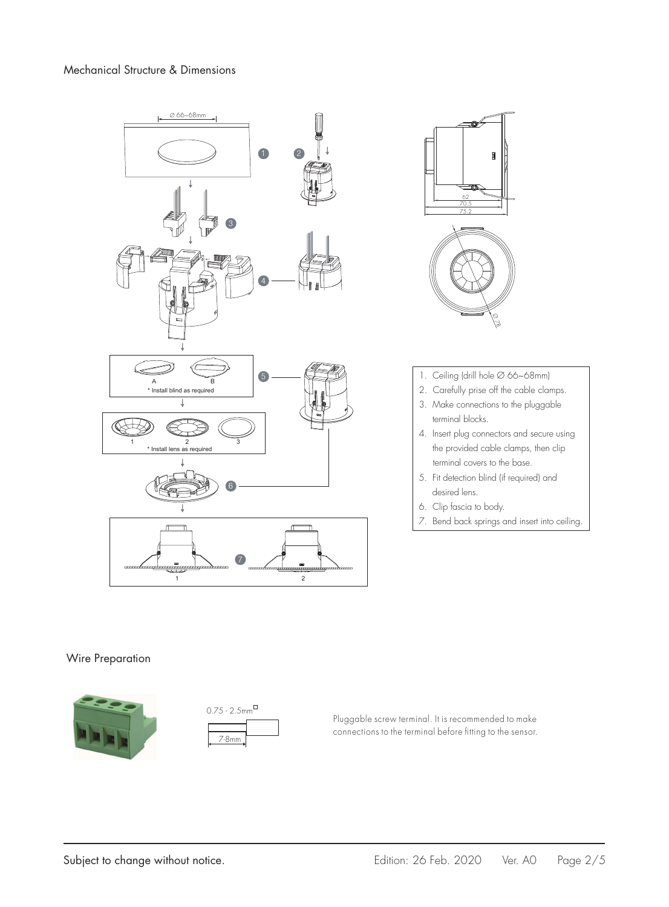## Mechanical Structure & Dimensions

1. Ceiling (drill hole Ø 66~68mm)
2. Carefully prise off the cable clamps.
3. Make connections to the pluggable terminal blocks.
4. Insert plug connectors and secure using the provided cable clamps, then clip terminal covers to the base.
5. Fit detection blind (if required) and desired lens.
6. Clip fascia to body.
7. Bend back springs and insert into ceiling.

## Wire Preparation

Pluggable screw terminal. It is recommended to make connections to the terminal before fitting to the sensor.

Subject to change without notice.

Edition: 26 Feb. 2020 Ver. A0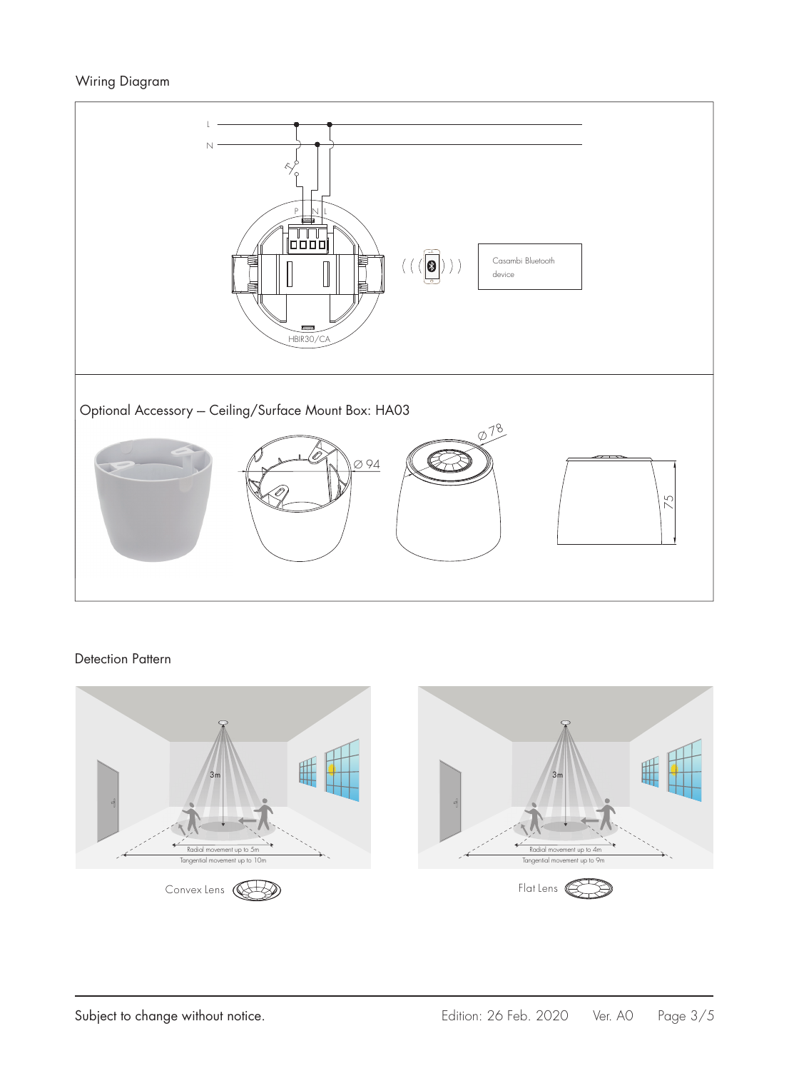## Wiring Diagram

L

N

P N L

Casambi Bluetooth device

HBIR30/CA

## Optional Accessory – Ceiling/Surface Mount Box: HA03

Ø 94

Ø 78

75

## Detection Pattern

3m

Radial movement up to 5m

Tangential movement up to 10m

Convex Lens

3m

Radial movement up to 4m

Tangential movement up to 9m

Flat Lens

Subject to change without notice.

Edition: 26 Feb. 2020 Ver. A0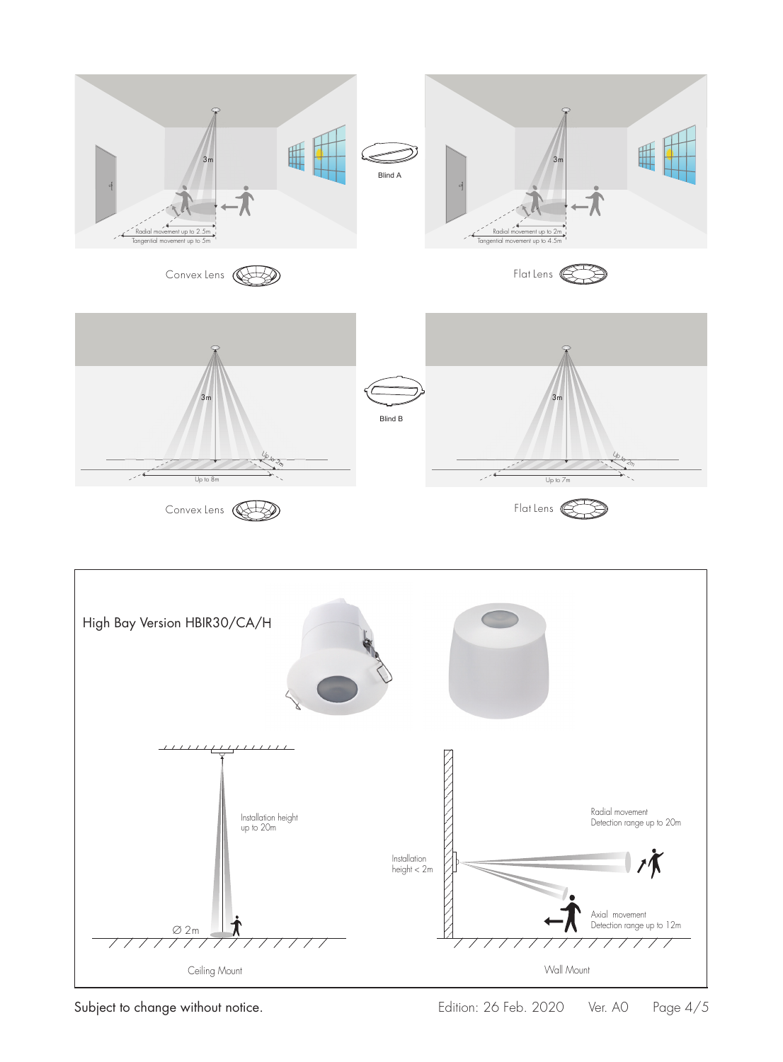3m

Radial movement up to 2.5m

Tangential movement up to 5m

Convex Lens

Blind A

3m

Radial movement up to 2m

Tangential movement up to 4.5m

Flat Lens

3m

Up to 2m

Up to 8m

Convex Lens

Blind B

3m

Up to 2m

Up to 7m

Flat Lens

## High Bay Version HBIR30/CA/H

Installation height up to 20m

∅ 2m

Ceiling Mount

Installation height < 2m

Radial movement
Detection range up to 20m

Axial movement
Detection range up to 12m

Wall Mount

Subject to change without notice.

Edition: 26 Feb. 2020 Ver. A0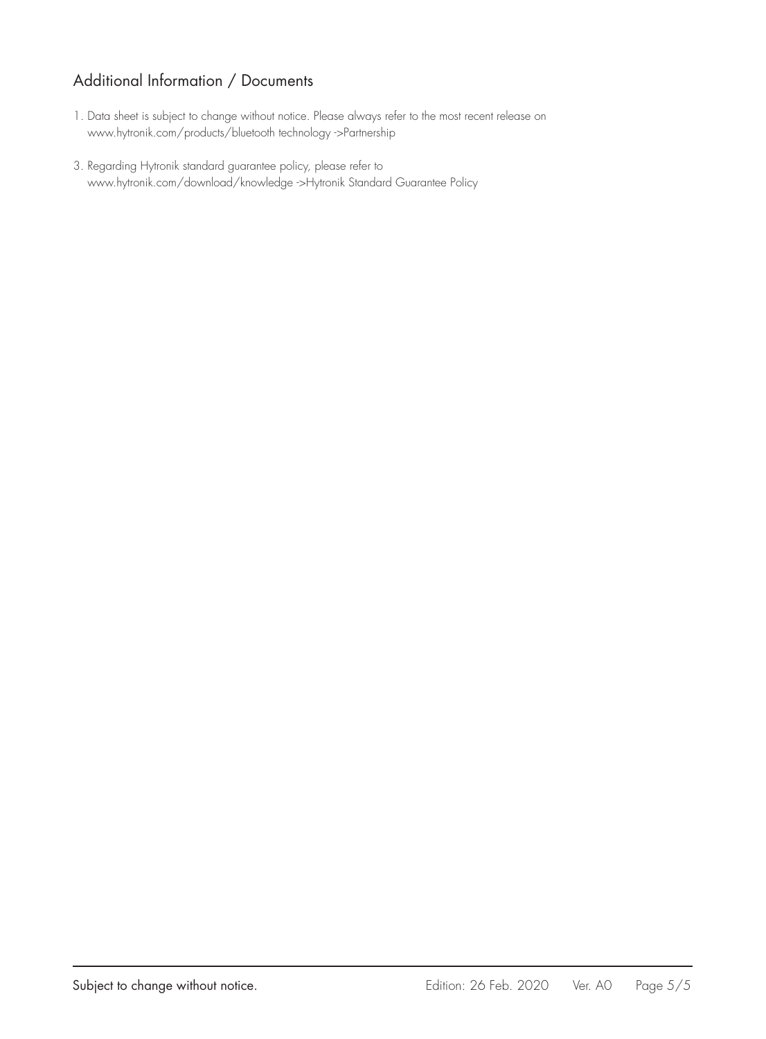## Additional Information / Documents

1. Data sheet is subject to change without notice. Please always refer to the most recent release on www.hytronik.com/products/bluetooth technology ->Partnership

3. Regarding Hytronik standard guarantee policy, please refer to www.hytronik.com/download/knowledge ->Hytronik Standard Guarantee Policy